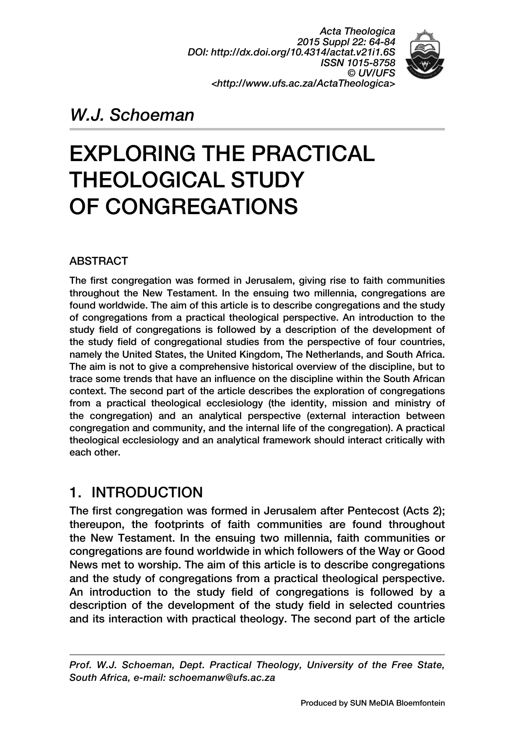*Acta Theologica*
*2015 Suppl 22: 64-84*
*DOI: http://dx.doi.org/10.4314/actat.v21i1.6S*
*ISSN 1015-8758*
*© UV/UFS*
*<http://www.ufs.ac.za/ActaTheologica>*

*W.J. Schoeman*

# EXPLORING THE PRACTICAL THEOLOGICAL STUDY OF CONGREGATIONS

### ABSTRACT

The first congregation was formed in Jerusalem, giving rise to faith communities throughout the New Testament. In the ensuing two millennia, congregations are found worldwide. The aim of this article is to describe congregations and the study of congregations from a practical theological perspective. An introduction to the study field of congregations is followed by a description of the development of the study field of congregational studies from the perspective of four countries, namely the United States, the United Kingdom, The Netherlands, and South Africa. The aim is not to give a comprehensive historical overview of the discipline, but to trace some trends that have an influence on the discipline within the South African context. The second part of the article describes the exploration of congregations from a practical theological ecclesiology (the identity, mission and ministry of the congregation) and an analytical perspective (external interaction between congregation and community, and the internal life of the congregation). A practical theological ecclesiology and an analytical framework should interact critically with each other.

## 1. INTRODUCTION

The first congregation was formed in Jerusalem after Pentecost (Acts 2); thereupon, the footprints of faith communities are found throughout the New Testament. In the ensuing two millennia, faith communities or congregations are found worldwide in which followers of the Way or Good News met to worship. The aim of this article is to describe congregations and the study of congregations from a practical theological perspective. An introduction to the study field of congregations is followed by a description of the development of the study field in selected countries and its interaction with practical theology. The second part of the article

*Prof. W.J. Schoeman, Dept. Practical Theology, University of the Free State, South Africa, e-mail: schoemanw@ufs.ac.za*

Produced by SUN MeDIA Bloemfontein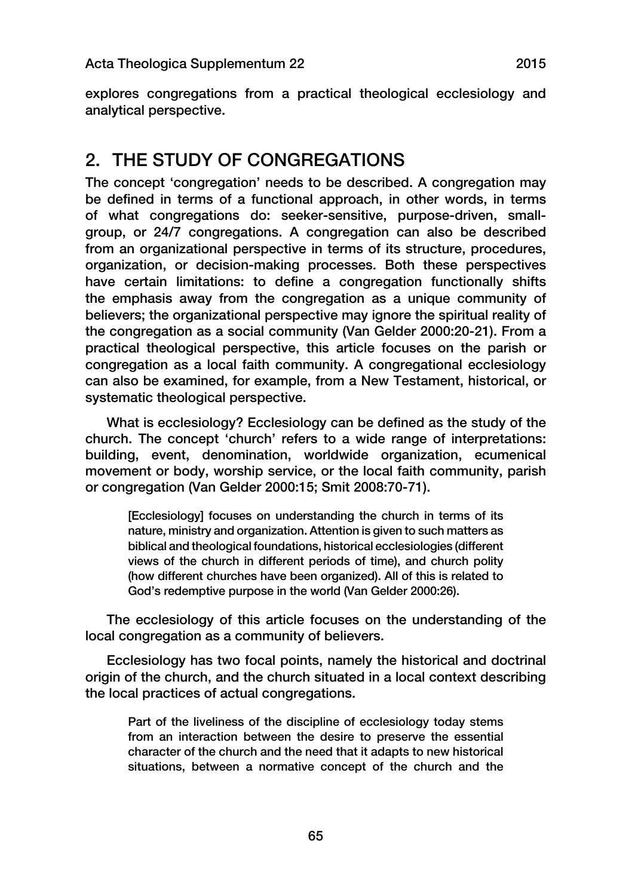explores congregations from a practical theological ecclesiology and analytical perspective.

## 2. THE STUDY OF CONGREGATIONS

The concept 'congregation' needs to be described. A congregation may be defined in terms of a functional approach, in other words, in terms of what congregations do: seeker-sensitive, purpose-driven, small-group, or 24/7 congregations. A congregation can also be described from an organizational perspective in terms of its structure, procedures, organization, or decision-making processes. Both these perspectives have certain limitations: to define a congregation functionally shifts the emphasis away from the congregation as a unique community of believers; the organizational perspective may ignore the spiritual reality of the congregation as a social community (Van Gelder 2000:20-21). From a practical theological perspective, this article focuses on the parish or congregation as a local faith community. A congregational ecclesiology can also be examined, for example, from a New Testament, historical, or systematic theological perspective.

What is ecclesiology? Ecclesiology can be defined as the study of the church. The concept 'church' refers to a wide range of interpretations: building, event, denomination, worldwide organization, ecumenical movement or body, worship service, or the local faith community, parish or congregation (Van Gelder 2000:15; Smit 2008:70-71).

> [Ecclesiology] focuses on understanding the church in terms of its nature, ministry and organization. Attention is given to such matters as biblical and theological foundations, historical ecclesiologies (different views of the church in different periods of time), and church polity (how different churches have been organized). All of this is related to God's redemptive purpose in the world (Van Gelder 2000:26).

The ecclesiology of this article focuses on the understanding of the local congregation as a community of believers.

Ecclesiology has two focal points, namely the historical and doctrinal origin of the church, and the church situated in a local context describing the local practices of actual congregations.

> Part of the liveliness of the discipline of ecclesiology today stems from an interaction between the desire to preserve the essential character of the church and the need that it adapts to new historical situations, between a normative concept of the church and the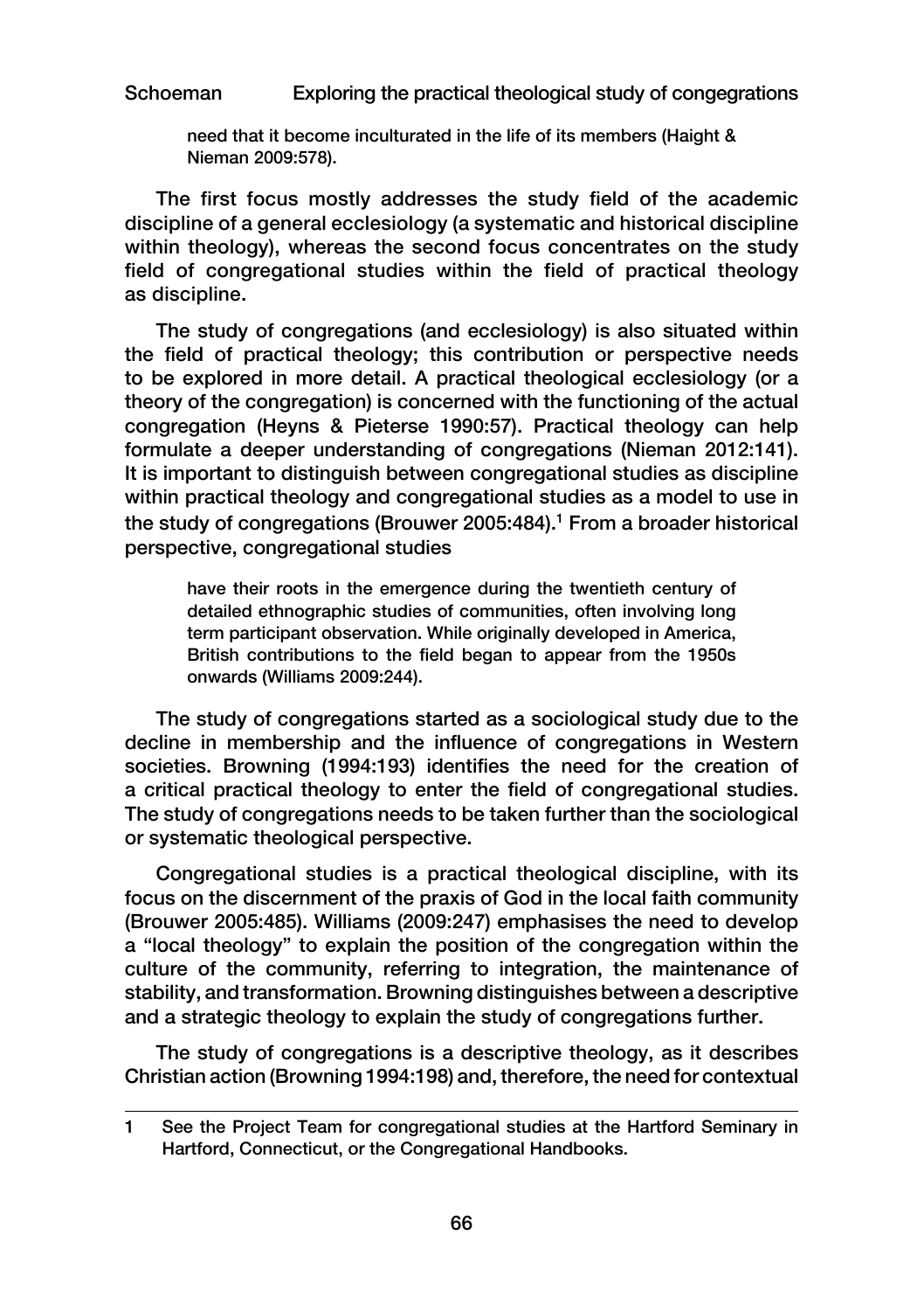> need that it become inculturated in the life of its members (Haight & Nieman 2009:578).

The first focus mostly addresses the study field of the academic discipline of a general ecclesiology (a systematic and historical discipline within theology), whereas the second focus concentrates on the study field of congregational studies within the field of practical theology as discipline.

The study of congregations (and ecclesiology) is also situated within the field of practical theology; this contribution or perspective needs to be explored in more detail. A practical theological ecclesiology (or a theory of the congregation) is concerned with the functioning of the actual congregation (Heyns & Pieterse 1990:57). Practical theology can help formulate a deeper understanding of congregations (Nieman 2012:141). It is important to distinguish between congregational studies as discipline within practical theology and congregational studies as a model to use in the study of congregations (Brouwer 2005:484).[1] From a broader historical perspective, congregational studies

> have their roots in the emergence during the twentieth century of detailed ethnographic studies of communities, often involving long term participant observation. While originally developed in America, British contributions to the field began to appear from the 1950s onwards (Williams 2009:244).

The study of congregations started as a sociological study due to the decline in membership and the influence of congregations in Western societies. Browning (1994:193) identifies the need for the creation of a critical practical theology to enter the field of congregational studies. The study of congregations needs to be taken further than the sociological or systematic theological perspective.

Congregational studies is a practical theological discipline, with its focus on the discernment of the praxis of God in the local faith community (Brouwer 2005:485). Williams (2009:247) emphasises the need to develop a "local theology" to explain the position of the congregation within the culture of the community, referring to integration, the maintenance of stability, and transformation. Browning distinguishes between a descriptive and a strategic theology to explain the study of congregations further.

The study of congregations is a descriptive theology, as it describes Christian action (Browning 1994:198) and, therefore, the need for contextual

---

1 See the Project Team for congregational studies at the Hartford Seminary in Hartford, Connecticut, or the Congregational Handbooks.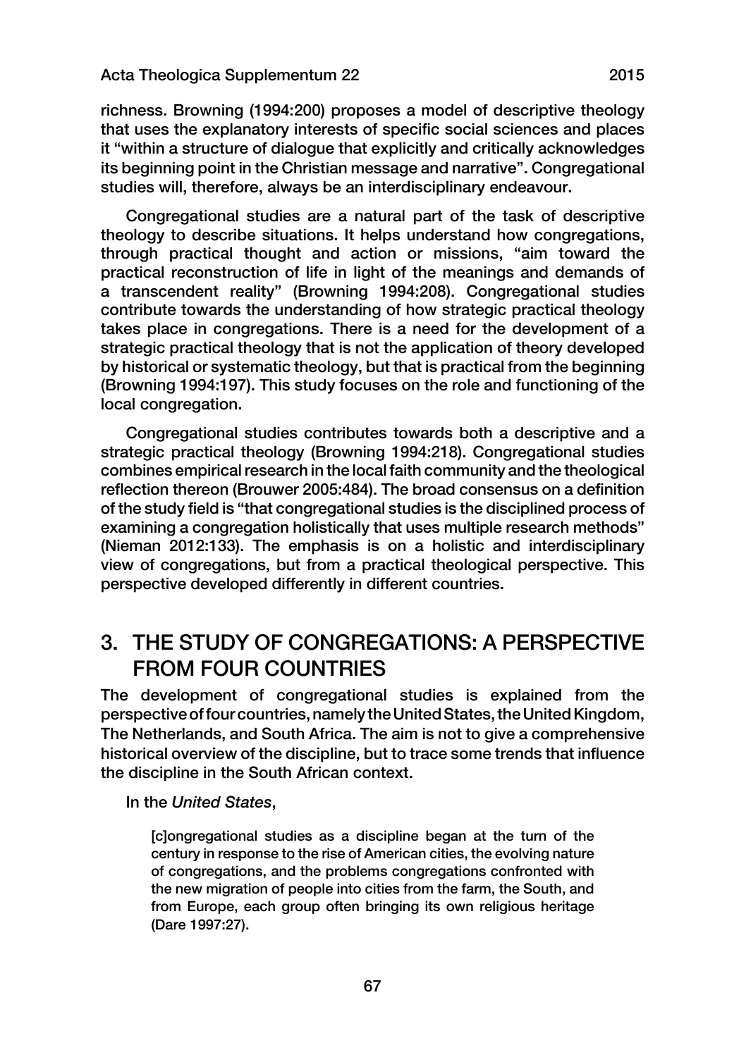richness. Browning (1994:200) proposes a model of descriptive theology that uses the explanatory interests of specific social sciences and places it "within a structure of dialogue that explicitly and critically acknowledges its beginning point in the Christian message and narrative". Congregational studies will, therefore, always be an interdisciplinary endeavour.

Congregational studies are a natural part of the task of descriptive theology to describe situations. It helps understand how congregations, through practical thought and action or missions, "aim toward the practical reconstruction of life in light of the meanings and demands of a transcendent reality" (Browning 1994:208). Congregational studies contribute towards the understanding of how strategic practical theology takes place in congregations. There is a need for the development of a strategic practical theology that is not the application of theory developed by historical or systematic theology, but that is practical from the beginning (Browning 1994:197). This study focuses on the role and functioning of the local congregation.

Congregational studies contributes towards both a descriptive and a strategic practical theology (Browning 1994:218). Congregational studies combines empirical research in the local faith community and the theological reflection thereon (Brouwer 2005:484). The broad consensus on a definition of the study field is "that congregational studies is the disciplined process of examining a congregation holistically that uses multiple research methods" (Nieman 2012:133). The emphasis is on a holistic and interdisciplinary view of congregations, but from a practical theological perspective. This perspective developed differently in different countries.

## 3. THE STUDY OF CONGREGATIONS: A PERSPECTIVE FROM FOUR COUNTRIES

The development of congregational studies is explained from the perspective of four countries, namely the United States, the United Kingdom, The Netherlands, and South Africa. The aim is not to give a comprehensive historical overview of the discipline, but to trace some trends that influence the discipline in the South African context.

In the *United States*,

> [c]ongregational studies as a discipline began at the turn of the century in response to the rise of American cities, the evolving nature of congregations, and the problems congregations confronted with the new migration of people into cities from the farm, the South, and from Europe, each group often bringing its own religious heritage (Dare 1997:27).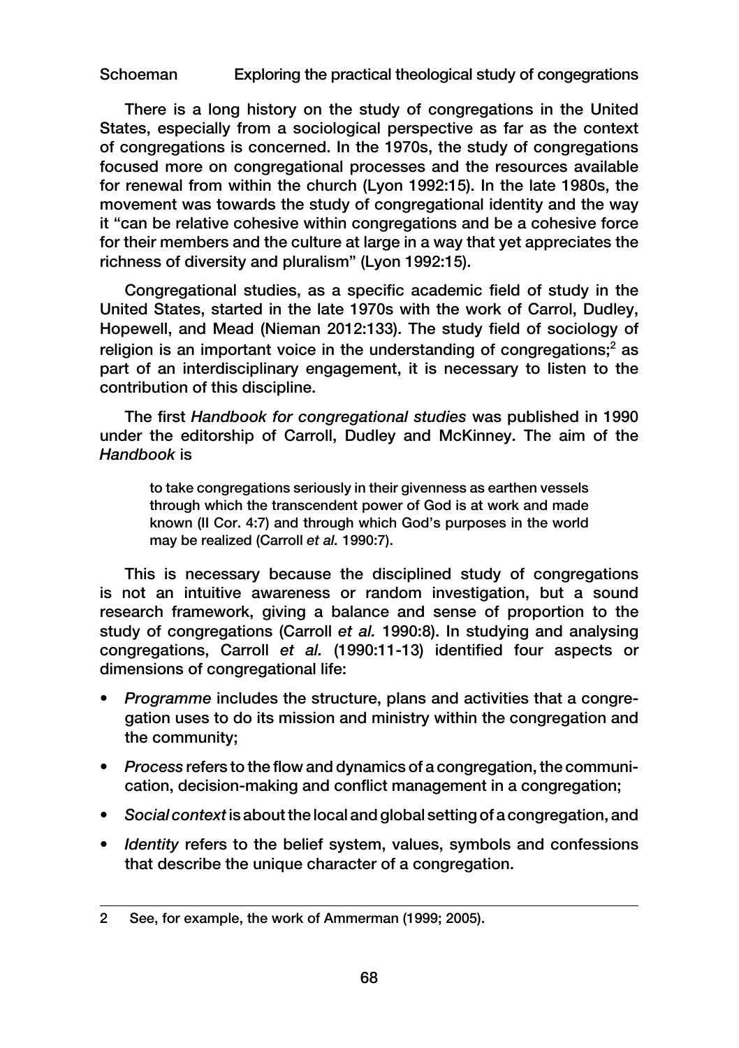There is a long history on the study of congregations in the United States, especially from a sociological perspective as far as the context of congregations is concerned. In the 1970s, the study of congregations focused more on congregational processes and the resources available for renewal from within the church (Lyon 1992:15). In the late 1980s, the movement was towards the study of congregational identity and the way it "can be relative cohesive within congregations and be a cohesive force for their members and the culture at large in a way that yet appreciates the richness of diversity and pluralism" (Lyon 1992:15).

Congregational studies, as a specific academic field of study in the United States, started in the late 1970s with the work of Carrol, Dudley, Hopewell, and Mead (Nieman 2012:133). The study field of sociology of religion is an important voice in the understanding of congregations;[2] as part of an interdisciplinary engagement, it is necessary to listen to the contribution of this discipline.

The first *Handbook for congregational studies* was published in 1990 under the editorship of Carroll, Dudley and McKinney. The aim of the *Handbook* is

> to take congregations seriously in their givenness as earthen vessels through which the transcendent power of God is at work and made known (II Cor. 4:7) and through which God's purposes in the world may be realized (Carroll *et al.* 1990:7).

This is necessary because the disciplined study of congregations is not an intuitive awareness or random investigation, but a sound research framework, giving a balance and sense of proportion to the study of congregations (Carroll *et al.* 1990:8). In studying and analysing congregations, Carroll *et al.* (1990:11-13) identified four aspects or dimensions of congregational life:

- *Programme* includes the structure, plans and activities that a congregation uses to do its mission and ministry within the congregation and the community;
- *Process* refers to the flow and dynamics of a congregation, the communication, decision-making and conflict management in a congregation;
- *Social context* is about the local and global setting of a congregation, and
- *Identity* refers to the belief system, values, symbols and confessions that describe the unique character of a congregation.

---

2 See, for example, the work of Ammerman (1999; 2005).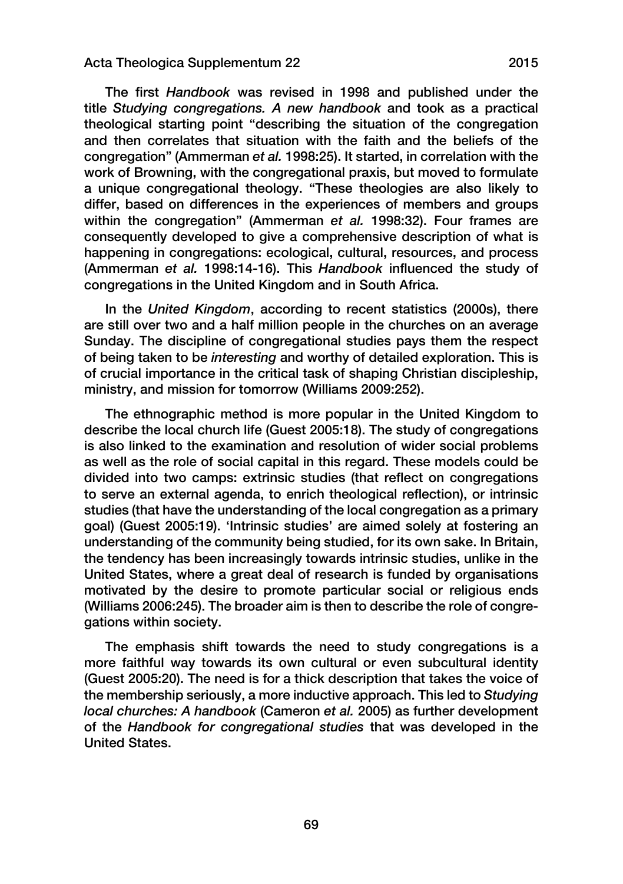The first *Handbook* was revised in 1998 and published under the title *Studying congregations. A new handbook* and took as a practical theological starting point "describing the situation of the congregation and then correlates that situation with the faith and the beliefs of the congregation" (Ammerman *et al.* 1998:25). It started, in correlation with the work of Browning, with the congregational praxis, but moved to formulate a unique congregational theology. "These theologies are also likely to differ, based on differences in the experiences of members and groups within the congregation" (Ammerman *et al.* 1998:32). Four frames are consequently developed to give a comprehensive description of what is happening in congregations: ecological, cultural, resources, and process (Ammerman *et al.* 1998:14-16). This *Handbook* influenced the study of congregations in the United Kingdom and in South Africa.

In the *United Kingdom*, according to recent statistics (2000s), there are still over two and a half million people in the churches on an average Sunday. The discipline of congregational studies pays them the respect of being taken to be *interesting* and worthy of detailed exploration. This is of crucial importance in the critical task of shaping Christian discipleship, ministry, and mission for tomorrow (Williams 2009:252).

The ethnographic method is more popular in the United Kingdom to describe the local church life (Guest 2005:18). The study of congregations is also linked to the examination and resolution of wider social problems as well as the role of social capital in this regard. These models could be divided into two camps: extrinsic studies (that reflect on congregations to serve an external agenda, to enrich theological reflection), or intrinsic studies (that have the understanding of the local congregation as a primary goal) (Guest 2005:19). 'Intrinsic studies' are aimed solely at fostering an understanding of the community being studied, for its own sake. In Britain, the tendency has been increasingly towards intrinsic studies, unlike in the United States, where a great deal of research is funded by organisations motivated by the desire to promote particular social or religious ends (Williams 2006:245). The broader aim is then to describe the role of congregations within society.

The emphasis shift towards the need to study congregations is a more faithful way towards its own cultural or even subcultural identity (Guest 2005:20). The need is for a thick description that takes the voice of the membership seriously, a more inductive approach. This led to *Studying local churches: A handbook* (Cameron *et al.* 2005) as further development of the *Handbook for congregational studies* that was developed in the United States.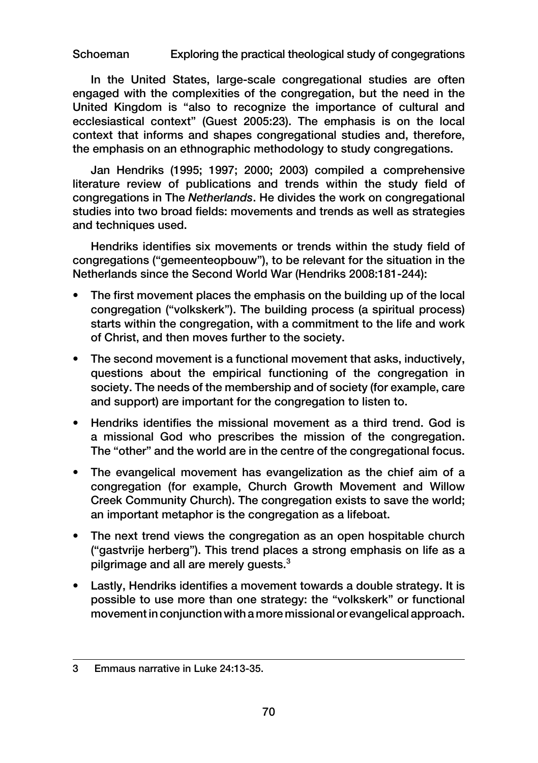In the United States, large-scale congregational studies are often engaged with the complexities of the congregation, but the need in the United Kingdom is "also to recognize the importance of cultural and ecclesiastical context" (Guest 2005:23). The emphasis is on the local context that informs and shapes congregational studies and, therefore, the emphasis on an ethnographic methodology to study congregations.

Jan Hendriks (1995; 1997; 2000; 2003) compiled a comprehensive literature review of publications and trends within the study field of congregations in The *Netherlands*. He divides the work on congregational studies into two broad fields: movements and trends as well as strategies and techniques used.

Hendriks identifies six movements or trends within the study field of congregations ("gemeenteopbouw"), to be relevant for the situation in the Netherlands since the Second World War (Hendriks 2008:181-244):

- The first movement places the emphasis on the building up of the local congregation ("volkskerk"). The building process (a spiritual process) starts within the congregation, with a commitment to the life and work of Christ, and then moves further to the society.
- The second movement is a functional movement that asks, inductively, questions about the empirical functioning of the congregation in society. The needs of the membership and of society (for example, care and support) are important for the congregation to listen to.
- Hendriks identifies the missional movement as a third trend. God is a missional God who prescribes the mission of the congregation. The "other" and the world are in the centre of the congregational focus.
- The evangelical movement has evangelization as the chief aim of a congregation (for example, Church Growth Movement and Willow Creek Community Church). The congregation exists to save the world; an important metaphor is the congregation as a lifeboat.
- The next trend views the congregation as an open hospitable church ("gastvrije herberg"). This trend places a strong emphasis on life as a pilgrimage and all are merely guests.[3]
- Lastly, Hendriks identifies a movement towards a double strategy. It is possible to use more than one strategy: the "volkskerk" or functional movement in conjunction with a more missional or evangelical approach.

---

3 Emmaus narrative in Luke 24:13-35.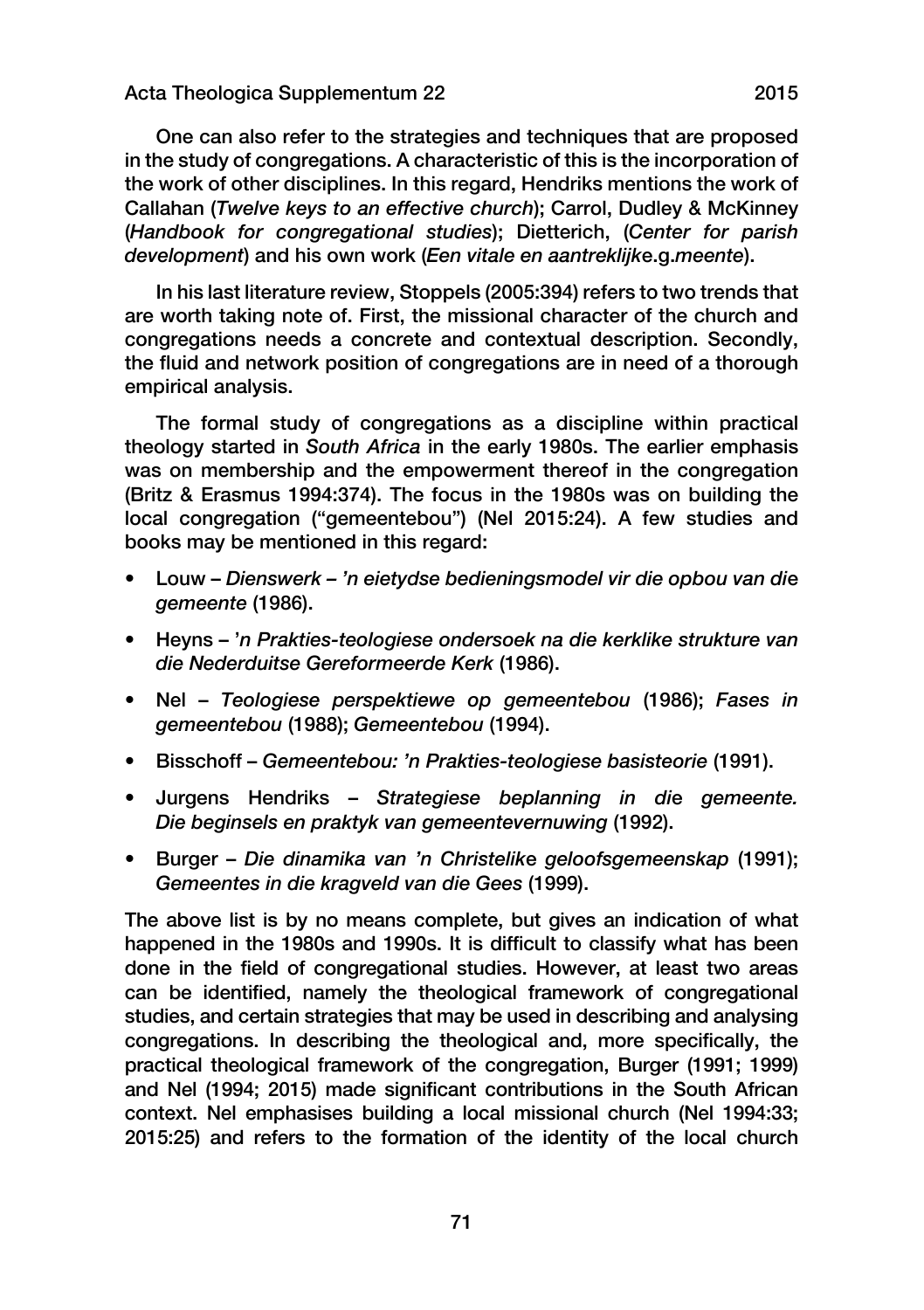One can also refer to the strategies and techniques that are proposed in the study of congregations. A characteristic of this is the incorporation of the work of other disciplines. In this regard, Hendriks mentions the work of Callahan (*Twelve keys to an effective church*); Carrol, Dudley & McKinney (*Handbook for congregational studies*); Dietterich, (*Center for parish development*) and his own work (*Een vitale en aantreklijke.g.meente*).

In his last literature review, Stoppels (2005:394) refers to two trends that are worth taking note of. First, the missional character of the church and congregations needs a concrete and contextual description. Secondly, the fluid and network position of congregations are in need of a thorough empirical analysis.

The formal study of congregations as a discipline within practical theology started in *South Africa* in the early 1980s. The earlier emphasis was on membership and the empowerment thereof in the congregation (Britz & Erasmus 1994:374). The focus in the 1980s was on building the local congregation ("gemeentebou") (Nel 2015:24). A few studies and books may be mentioned in this regard:

- Louw – *Dienswerk – 'n eietydse bedieningsmodel vir die opbou van die gemeente* (1986).
- Heyns – *'n Prakties-teologiese ondersoek na die kerklike strukture van die Nederduitse Gereformeerde Kerk* (1986).
- Nel – *Teologiese perspektiewe op gemeentebou* (1986); *Fases in gemeentebou* (1988); *Gemeentebou* (1994).
- Bisschoff – *Gemeentebou: 'n Prakties-teologiese basisteorie* (1991).
- Jurgens Hendriks – *Strategiese beplanning in die gemeente. Die beginsels en praktyk van gemeentevernuwing* (1992).
- Burger – *Die dinamika van 'n Christelike geloofsgemeenskap* (1991); *Gemeentes in die kragveld van die Gees* (1999).

The above list is by no means complete, but gives an indication of what happened in the 1980s and 1990s. It is difficult to classify what has been done in the field of congregational studies. However, at least two areas can be identified, namely the theological framework of congregational studies, and certain strategies that may be used in describing and analysing congregations. In describing the theological and, more specifically, the practical theological framework of the congregation, Burger (1991; 1999) and Nel (1994; 2015) made significant contributions in the South African context. Nel emphasises building a local missional church (Nel 1994:33; 2015:25) and refers to the formation of the identity of the local church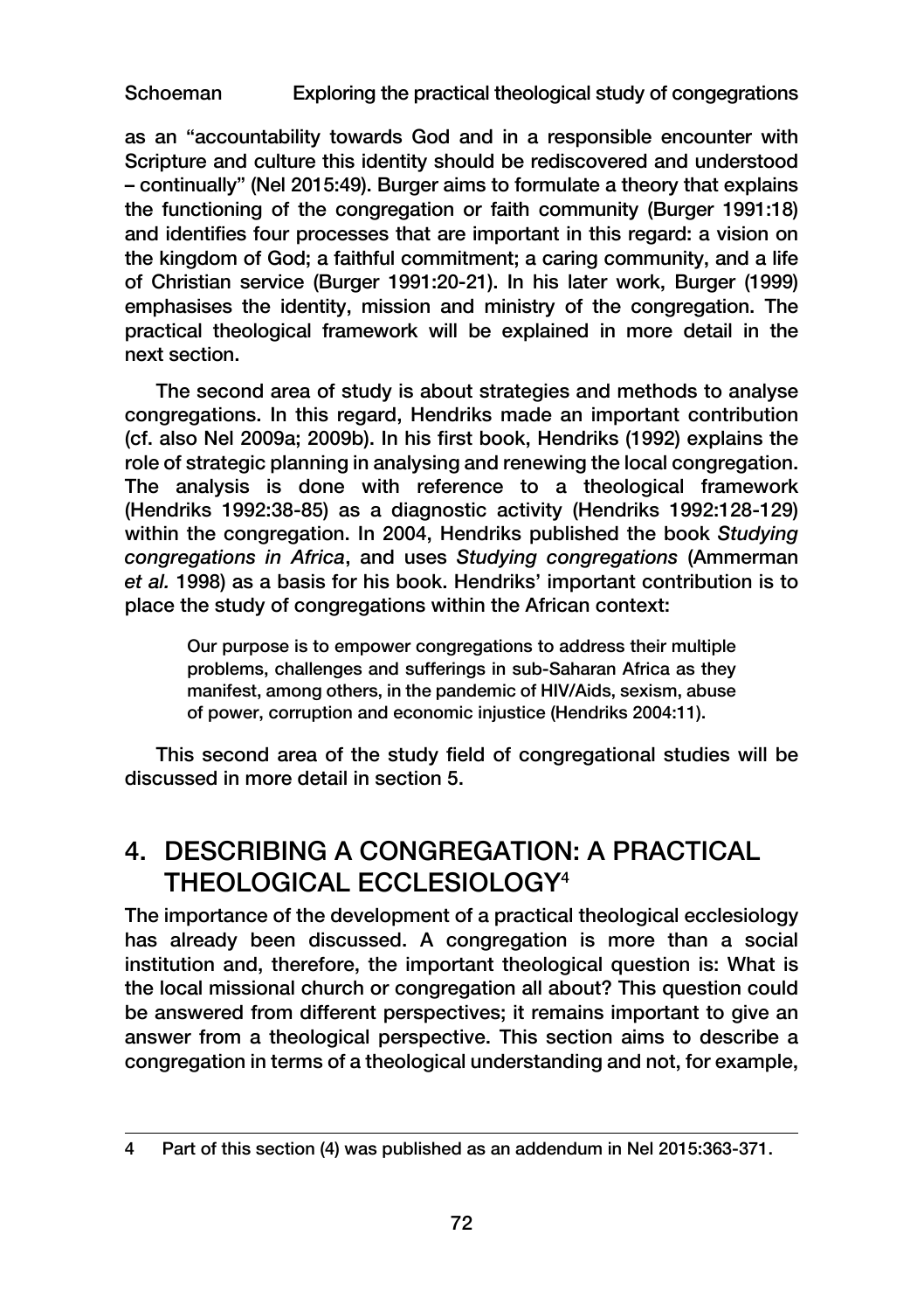as an "accountability towards God and in a responsible encounter with Scripture and culture this identity should be rediscovered and understood – continually" (Nel 2015:49). Burger aims to formulate a theory that explains the functioning of the congregation or faith community (Burger 1991:18) and identifies four processes that are important in this regard: a vision on the kingdom of God; a faithful commitment; a caring community, and a life of Christian service (Burger 1991:20-21). In his later work, Burger (1999) emphasises the identity, mission and ministry of the congregation. The practical theological framework will be explained in more detail in the next section.

The second area of study is about strategies and methods to analyse congregations. In this regard, Hendriks made an important contribution (cf. also Nel 2009a; 2009b). In his first book, Hendriks (1992) explains the role of strategic planning in analysing and renewing the local congregation. The analysis is done with reference to a theological framework (Hendriks 1992:38-85) as a diagnostic activity (Hendriks 1992:128-129) within the congregation. In 2004, Hendriks published the book *Studying congregations in Africa*, and uses *Studying congregations* (Ammerman *et al.* 1998) as a basis for his book. Hendriks' important contribution is to place the study of congregations within the African context:

> Our purpose is to empower congregations to address their multiple problems, challenges and sufferings in sub-Saharan Africa as they manifest, among others, in the pandemic of HIV/Aids, sexism, abuse of power, corruption and economic injustice (Hendriks 2004:11).

This second area of the study field of congregational studies will be discussed in more detail in section 5.

## 4. DESCRIBING A CONGREGATION: A PRACTICAL THEOLOGICAL ECCLESIOLOGY[4]

The importance of the development of a practical theological ecclesiology has already been discussed. A congregation is more than a social institution and, therefore, the important theological question is: What is the local missional church or congregation all about? This question could be answered from different perspectives; it remains important to give an answer from a theological perspective. This section aims to describe a congregation in terms of a theological understanding and not, for example,

4 Part of this section (4) was published as an addendum in Nel 2015:363-371.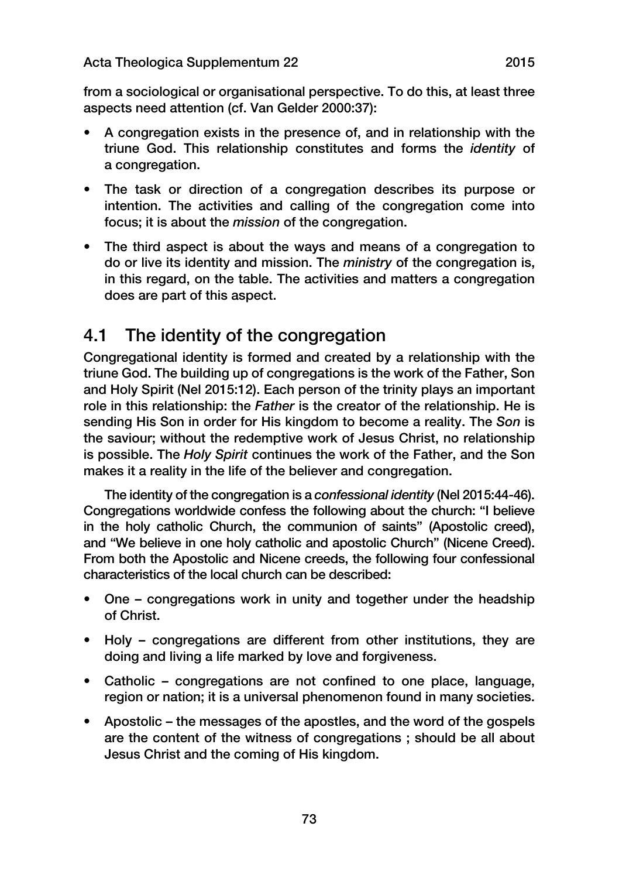from a sociological or organisational perspective. To do this, at least three aspects need attention (cf. Van Gelder 2000:37):

- A congregation exists in the presence of, and in relationship with the triune God. This relationship constitutes and forms the *identity* of a congregation.
- The task or direction of a congregation describes its purpose or intention. The activities and calling of the congregation come into focus; it is about the *mission* of the congregation.
- The third aspect is about the ways and means of a congregation to do or live its identity and mission. The *ministry* of the congregation is, in this regard, on the table. The activities and matters a congregation does are part of this aspect.

## 4.1 The identity of the congregation

Congregational identity is formed and created by a relationship with the triune God. The building up of congregations is the work of the Father, Son and Holy Spirit (Nel 2015:12). Each person of the trinity plays an important role in this relationship: the *Father* is the creator of the relationship. He is sending His Son in order for His kingdom to become a reality. The *Son* is the saviour; without the redemptive work of Jesus Christ, no relationship is possible. The *Holy Spirit* continues the work of the Father, and the Son makes it a reality in the life of the believer and congregation.

The identity of the congregation is a *confessional identity* (Nel 2015:44-46). Congregations worldwide confess the following about the church: "I believe in the holy catholic Church, the communion of saints" (Apostolic creed), and "We believe in one holy catholic and apostolic Church" (Nicene Creed). From both the Apostolic and Nicene creeds, the following four confessional characteristics of the local church can be described:

- One – congregations work in unity and together under the headship of Christ.
- Holy – congregations are different from other institutions, they are doing and living a life marked by love and forgiveness.
- Catholic – congregations are not confined to one place, language, region or nation; it is a universal phenomenon found in many societies.
- Apostolic – the messages of the apostles, and the word of the gospels are the content of the witness of congregations ; should be all about Jesus Christ and the coming of His kingdom.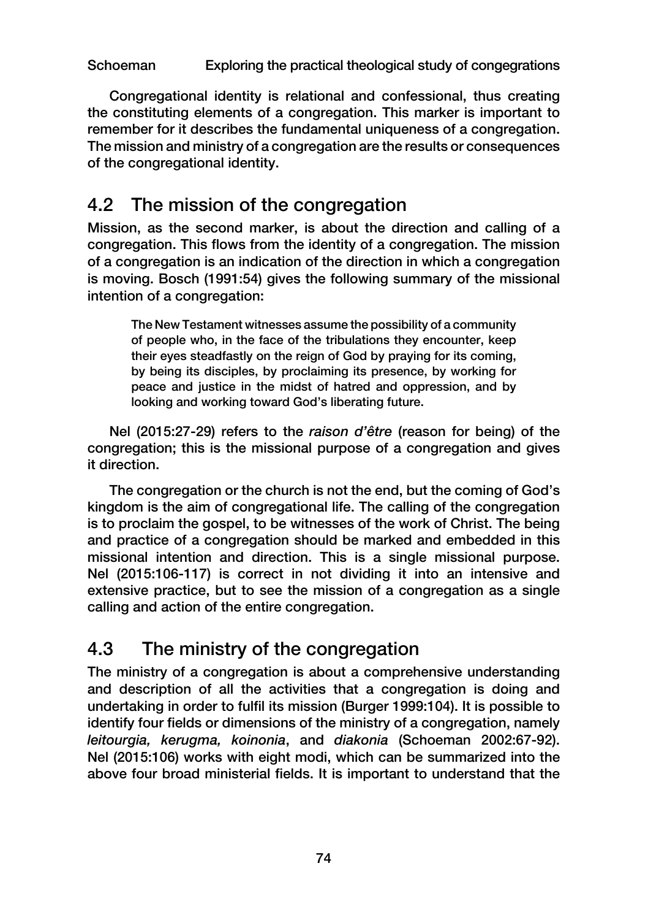Congregational identity is relational and confessional, thus creating the constituting elements of a congregation. This marker is important to remember for it describes the fundamental uniqueness of a congregation. The mission and ministry of a congregation are the results or consequences of the congregational identity.

## 4.2 The mission of the congregation

Mission, as the second marker, is about the direction and calling of a congregation. This flows from the identity of a congregation. The mission of a congregation is an indication of the direction in which a congregation is moving. Bosch (1991:54) gives the following summary of the missional intention of a congregation:

> The New Testament witnesses assume the possibility of a community of people who, in the face of the tribulations they encounter, keep their eyes steadfastly on the reign of God by praying for its coming, by being its disciples, by proclaiming its presence, by working for peace and justice in the midst of hatred and oppression, and by looking and working toward God's liberating future.

Nel (2015:27-29) refers to the *raison d'être* (reason for being) of the congregation; this is the missional purpose of a congregation and gives it direction.

The congregation or the church is not the end, but the coming of God's kingdom is the aim of congregational life. The calling of the congregation is to proclaim the gospel, to be witnesses of the work of Christ. The being and practice of a congregation should be marked and embedded in this missional intention and direction. This is a single missional purpose. Nel (2015:106-117) is correct in not dividing it into an intensive and extensive practice, but to see the mission of a congregation as a single calling and action of the entire congregation.

## 4.3 The ministry of the congregation

The ministry of a congregation is about a comprehensive understanding and description of all the activities that a congregation is doing and undertaking in order to fulfil its mission (Burger 1999:104). It is possible to identify four fields or dimensions of the ministry of a congregation, namely *leitourgia, kerugma, koinonia*, and *diakonia* (Schoeman 2002:67-92). Nel (2015:106) works with eight modi, which can be summarized into the above four broad ministerial fields. It is important to understand that the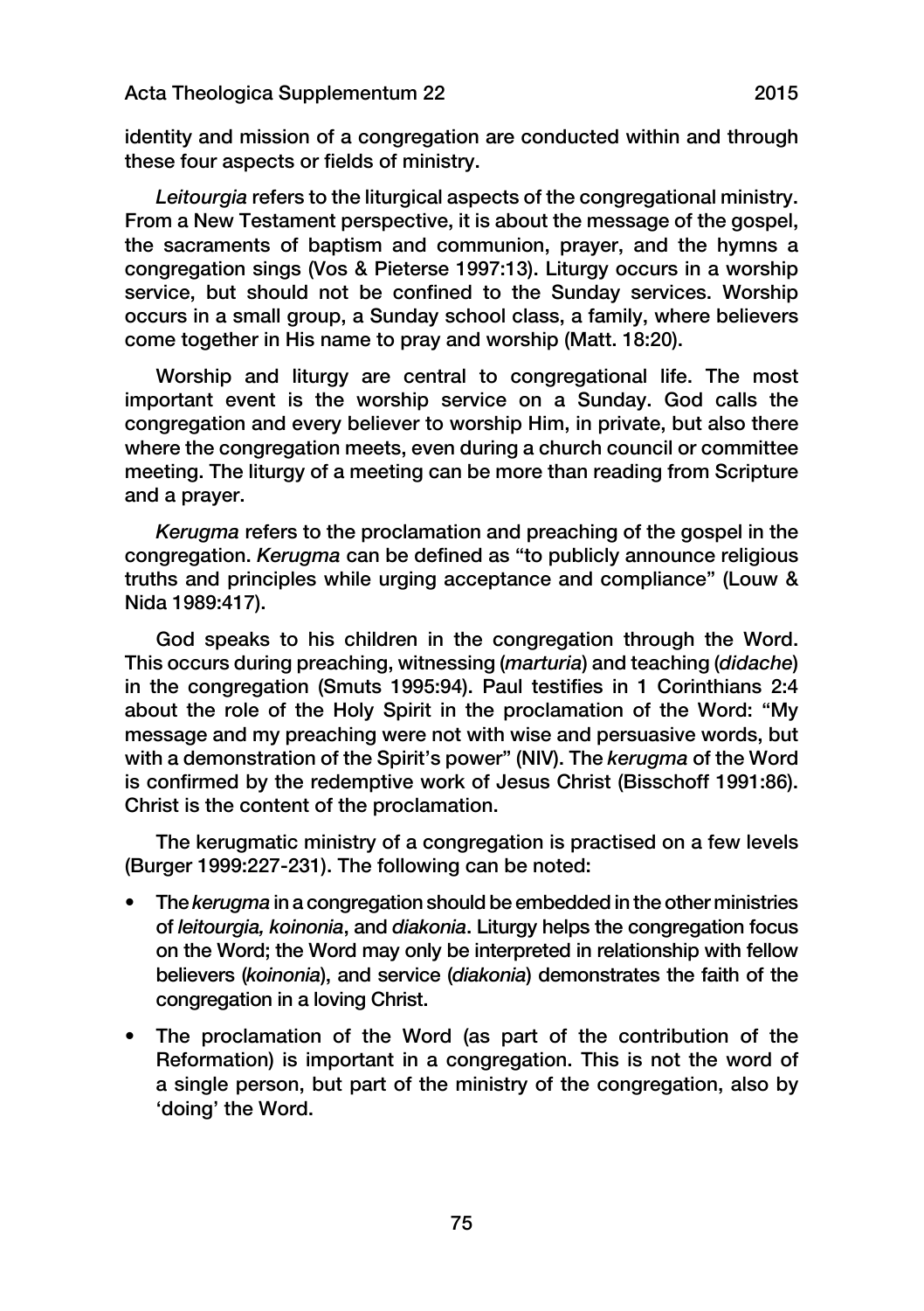identity and mission of a congregation are conducted within and through these four aspects or fields of ministry.

*Leitourgia* refers to the liturgical aspects of the congregational ministry. From a New Testament perspective, it is about the message of the gospel, the sacraments of baptism and communion, prayer, and the hymns a congregation sings (Vos & Pieterse 1997:13). Liturgy occurs in a worship service, but should not be confined to the Sunday services. Worship occurs in a small group, a Sunday school class, a family, where believers come together in His name to pray and worship (Matt. 18:20).

Worship and liturgy are central to congregational life. The most important event is the worship service on a Sunday. God calls the congregation and every believer to worship Him, in private, but also there where the congregation meets, even during a church council or committee meeting. The liturgy of a meeting can be more than reading from Scripture and a prayer.

*Kerugma* refers to the proclamation and preaching of the gospel in the congregation. *Kerugma* can be defined as "to publicly announce religious truths and principles while urging acceptance and compliance" (Louw & Nida 1989:417).

God speaks to his children in the congregation through the Word. This occurs during preaching, witnessing (*marturia*) and teaching (*didache*) in the congregation (Smuts 1995:94). Paul testifies in 1 Corinthians 2:4 about the role of the Holy Spirit in the proclamation of the Word: "My message and my preaching were not with wise and persuasive words, but with a demonstration of the Spirit's power" (NIV). The *kerugma* of the Word is confirmed by the redemptive work of Jesus Christ (Bisschoff 1991:86). Christ is the content of the proclamation.

The kerugmatic ministry of a congregation is practised on a few levels (Burger 1999:227-231). The following can be noted:

- The *kerugma* in a congregation should be embedded in the other ministries of *leitourgia, koinonia*, and *diakonia*. Liturgy helps the congregation focus on the Word; the Word may only be interpreted in relationship with fellow believers (*koinonia*), and service (*diakonia*) demonstrates the faith of the congregation in a loving Christ.
- The proclamation of the Word (as part of the contribution of the Reformation) is important in a congregation. This is not the word of a single person, but part of the ministry of the congregation, also by 'doing' the Word.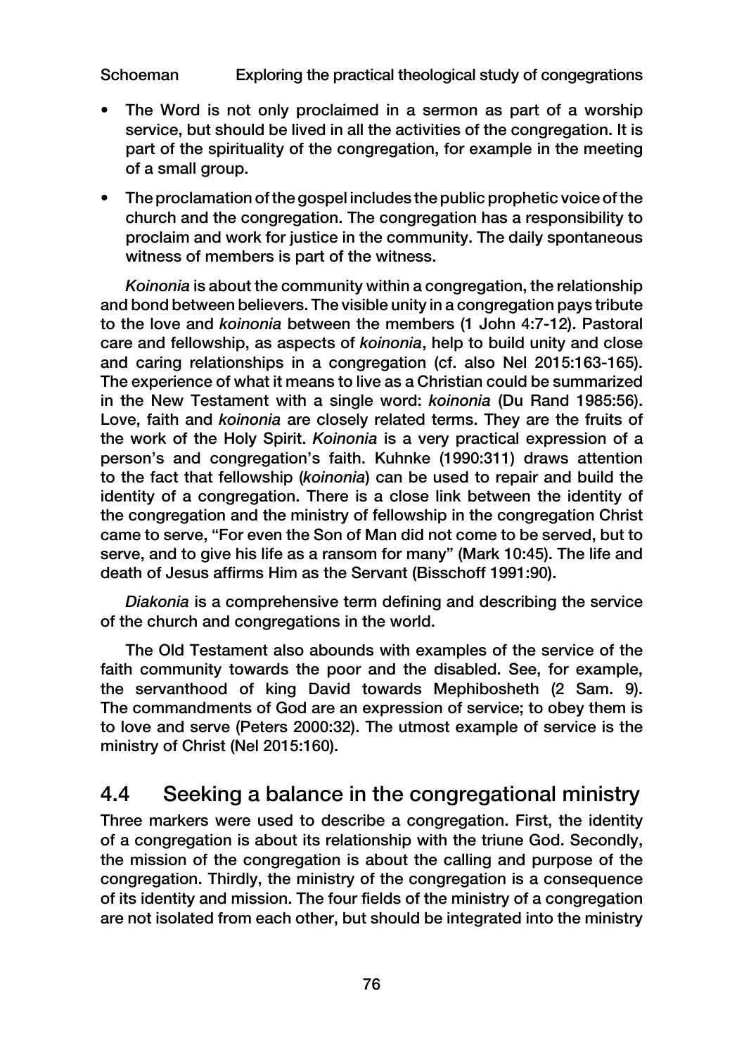- The Word is not only proclaimed in a sermon as part of a worship service, but should be lived in all the activities of the congregation. It is part of the spirituality of the congregation, for example in the meeting of a small group.
- The proclamation of the gospel includes the public prophetic voice of the church and the congregation. The congregation has a responsibility to proclaim and work for justice in the community. The daily spontaneous witness of members is part of the witness.

*Koinonia* is about the community within a congregation, the relationship and bond between believers. The visible unity in a congregation pays tribute to the love and *koinonia* between the members (1 John 4:7-12). Pastoral care and fellowship, as aspects of *koinonia*, help to build unity and close and caring relationships in a congregation (cf. also Nel 2015:163-165). The experience of what it means to live as a Christian could be summarized in the New Testament with a single word: *koinonia* (Du Rand 1985:56). Love, faith and *koinonia* are closely related terms. They are the fruits of the work of the Holy Spirit. *Koinonia* is a very practical expression of a person's and congregation's faith. Kuhnke (1990:311) draws attention to the fact that fellowship (*koinonia*) can be used to repair and build the identity of a congregation. There is a close link between the identity of the congregation and the ministry of fellowship in the congregation Christ came to serve, "For even the Son of Man did not come to be served, but to serve, and to give his life as a ransom for many" (Mark 10:45). The life and death of Jesus affirms Him as the Servant (Bisschoff 1991:90).

*Diakonia* is a comprehensive term defining and describing the service of the church and congregations in the world.

The Old Testament also abounds with examples of the service of the faith community towards the poor and the disabled. See, for example, the servanthood of king David towards Mephibosheth (2 Sam. 9). The commandments of God are an expression of service; to obey them is to love and serve (Peters 2000:32). The utmost example of service is the ministry of Christ (Nel 2015:160).

## 4.4 Seeking a balance in the congregational ministry

Three markers were used to describe a congregation. First, the identity of a congregation is about its relationship with the triune God. Secondly, the mission of the congregation is about the calling and purpose of the congregation. Thirdly, the ministry of the congregation is a consequence of its identity and mission. The four fields of the ministry of a congregation are not isolated from each other, but should be integrated into the ministry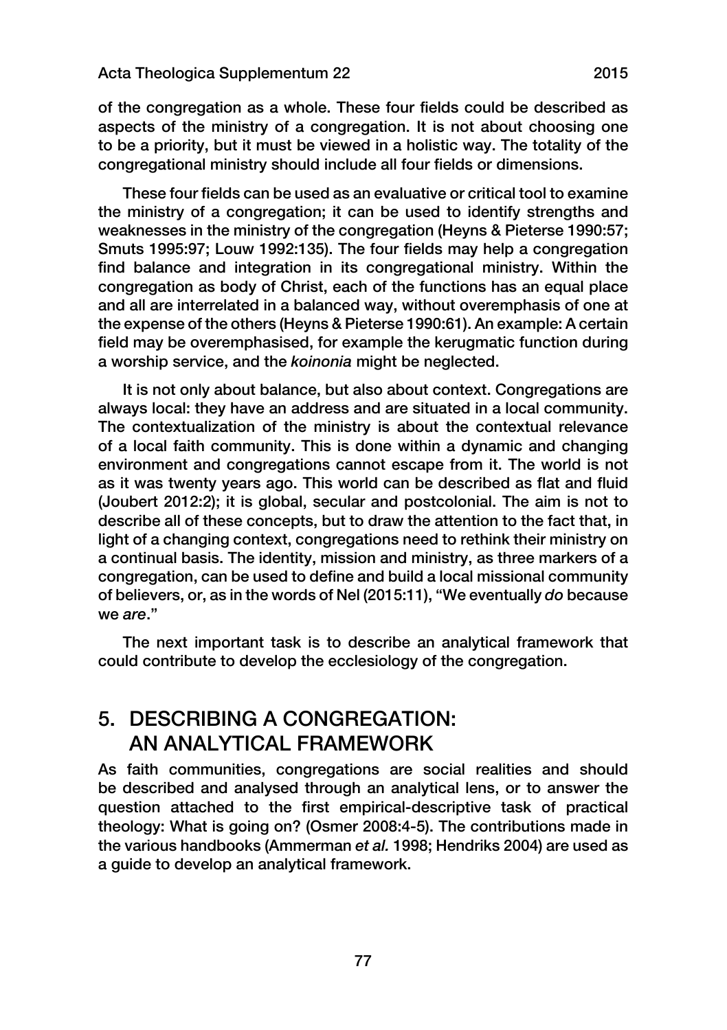of the congregation as a whole. These four fields could be described as aspects of the ministry of a congregation. It is not about choosing one to be a priority, but it must be viewed in a holistic way. The totality of the congregational ministry should include all four fields or dimensions.

These four fields can be used as an evaluative or critical tool to examine the ministry of a congregation; it can be used to identify strengths and weaknesses in the ministry of the congregation (Heyns & Pieterse 1990:57; Smuts 1995:97; Louw 1992:135). The four fields may help a congregation find balance and integration in its congregational ministry. Within the congregation as body of Christ, each of the functions has an equal place and all are interrelated in a balanced way, without overemphasis of one at the expense of the others (Heyns & Pieterse 1990:61). An example: A certain field may be overemphasised, for example the kerugmatic function during a worship service, and the *koinonia* might be neglected.

It is not only about balance, but also about context. Congregations are always local: they have an address and are situated in a local community. The contextualization of the ministry is about the contextual relevance of a local faith community. This is done within a dynamic and changing environment and congregations cannot escape from it. The world is not as it was twenty years ago. This world can be described as flat and fluid (Joubert 2012:2); it is global, secular and postcolonial. The aim is not to describe all of these concepts, but to draw the attention to the fact that, in light of a changing context, congregations need to rethink their ministry on a continual basis. The identity, mission and ministry, as three markers of a congregation, can be used to define and build a local missional community of believers, or, as in the words of Nel (2015:11), "We eventually *do* because we *are*."

The next important task is to describe an analytical framework that could contribute to develop the ecclesiology of the congregation.

## 5. DESCRIBING A CONGREGATION: AN ANALYTICAL FRAMEWORK

As faith communities, congregations are social realities and should be described and analysed through an analytical lens, or to answer the question attached to the first empirical-descriptive task of practical theology: What is going on? (Osmer 2008:4-5). The contributions made in the various handbooks (Ammerman *et al.* 1998; Hendriks 2004) are used as a guide to develop an analytical framework.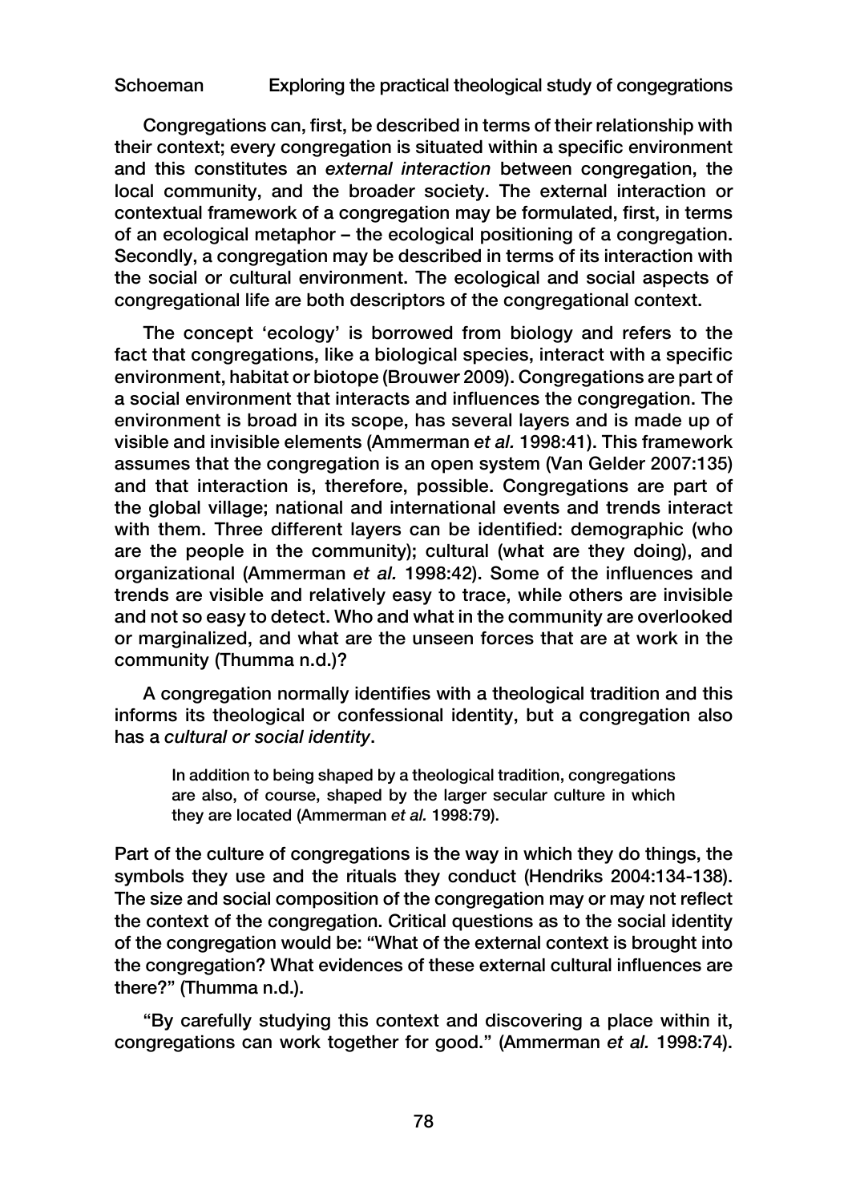Congregations can, first, be described in terms of their relationship with their context; every congregation is situated within a specific environment and this constitutes an *external interaction* between congregation, the local community, and the broader society. The external interaction or contextual framework of a congregation may be formulated, first, in terms of an ecological metaphor – the ecological positioning of a congregation. Secondly, a congregation may be described in terms of its interaction with the social or cultural environment. The ecological and social aspects of congregational life are both descriptors of the congregational context.

The concept 'ecology' is borrowed from biology and refers to the fact that congregations, like a biological species, interact with a specific environment, habitat or biotope (Brouwer 2009). Congregations are part of a social environment that interacts and influences the congregation. The environment is broad in its scope, has several layers and is made up of visible and invisible elements (Ammerman *et al.* 1998:41). This framework assumes that the congregation is an open system (Van Gelder 2007:135) and that interaction is, therefore, possible. Congregations are part of the global village; national and international events and trends interact with them. Three different layers can be identified: demographic (who are the people in the community); cultural (what are they doing), and organizational (Ammerman *et al.* 1998:42). Some of the influences and trends are visible and relatively easy to trace, while others are invisible and not so easy to detect. Who and what in the community are overlooked or marginalized, and what are the unseen forces that are at work in the community (Thumma n.d.)?

A congregation normally identifies with a theological tradition and this informs its theological or confessional identity, but a congregation also has a *cultural or social identity*.

> In addition to being shaped by a theological tradition, congregations are also, of course, shaped by the larger secular culture in which they are located (Ammerman *et al.* 1998:79).

Part of the culture of congregations is the way in which they do things, the symbols they use and the rituals they conduct (Hendriks 2004:134-138). The size and social composition of the congregation may or may not reflect the context of the congregation. Critical questions as to the social identity of the congregation would be: "What of the external context is brought into the congregation? What evidences of these external cultural influences are there?" (Thumma n.d.).

"By carefully studying this context and discovering a place within it, congregations can work together for good." (Ammerman *et al.* 1998:74).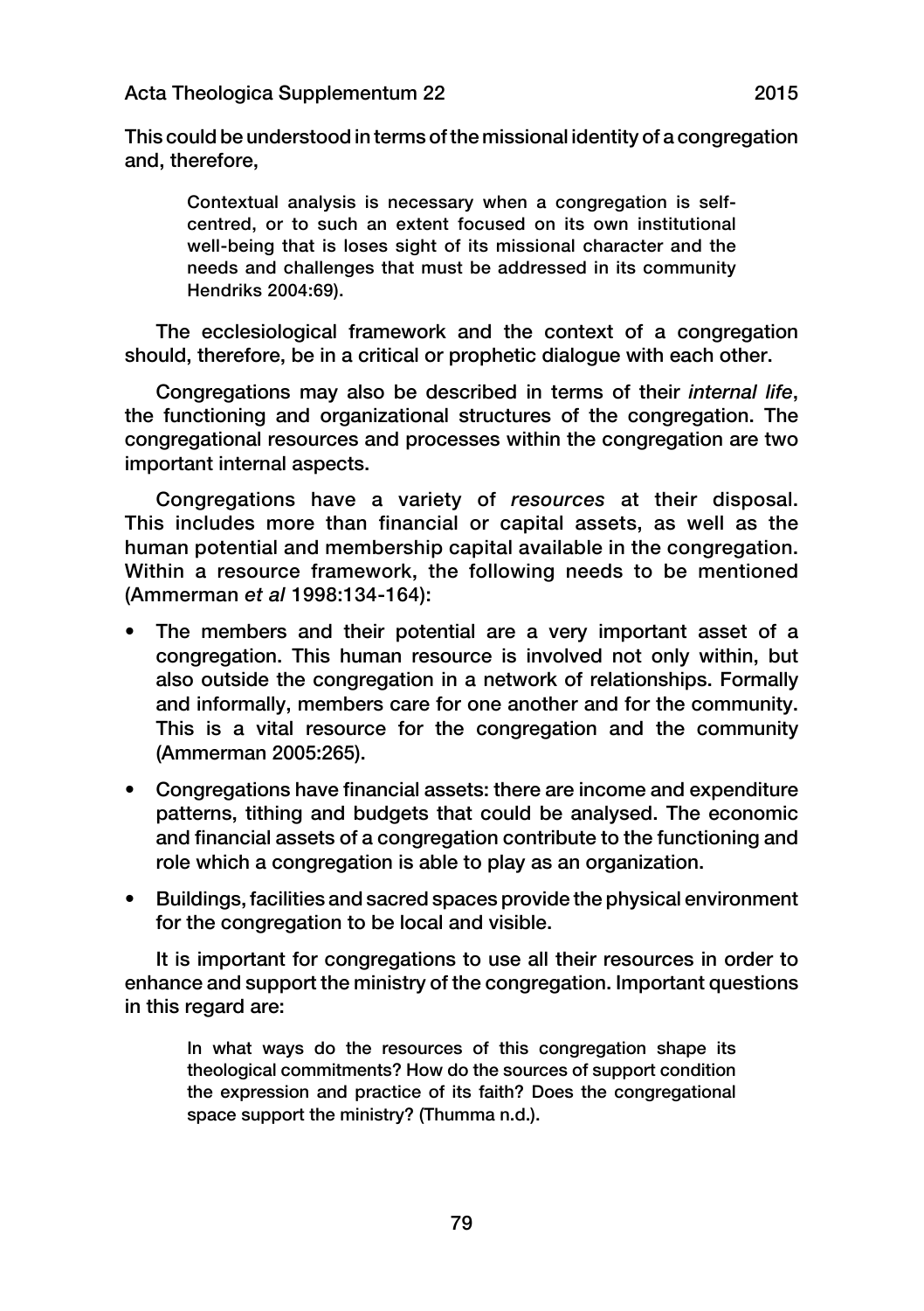This could be understood in terms of the missional identity of a congregation and, therefore,

> Contextual analysis is necessary when a congregation is self-centred, or to such an extent focused on its own institutional well-being that is loses sight of its missional character and the needs and challenges that must be addressed in its community Hendriks 2004:69).

The ecclesiological framework and the context of a congregation should, therefore, be in a critical or prophetic dialogue with each other.

Congregations may also be described in terms of their *internal life*, the functioning and organizational structures of the congregation. The congregational resources and processes within the congregation are two important internal aspects.

Congregations have a variety of *resources* at their disposal. This includes more than financial or capital assets, as well as the human potential and membership capital available in the congregation. Within a resource framework, the following needs to be mentioned (Ammerman *et al* 1998:134-164):

- The members and their potential are a very important asset of a congregation. This human resource is involved not only within, but also outside the congregation in a network of relationships. Formally and informally, members care for one another and for the community. This is a vital resource for the congregation and the community (Ammerman 2005:265).
- Congregations have financial assets: there are income and expenditure patterns, tithing and budgets that could be analysed. The economic and financial assets of a congregation contribute to the functioning and role which a congregation is able to play as an organization.
- Buildings, facilities and sacred spaces provide the physical environment for the congregation to be local and visible.

It is important for congregations to use all their resources in order to enhance and support the ministry of the congregation. Important questions in this regard are:

> In what ways do the resources of this congregation shape its theological commitments? How do the sources of support condition the expression and practice of its faith? Does the congregational space support the ministry? (Thumma n.d.).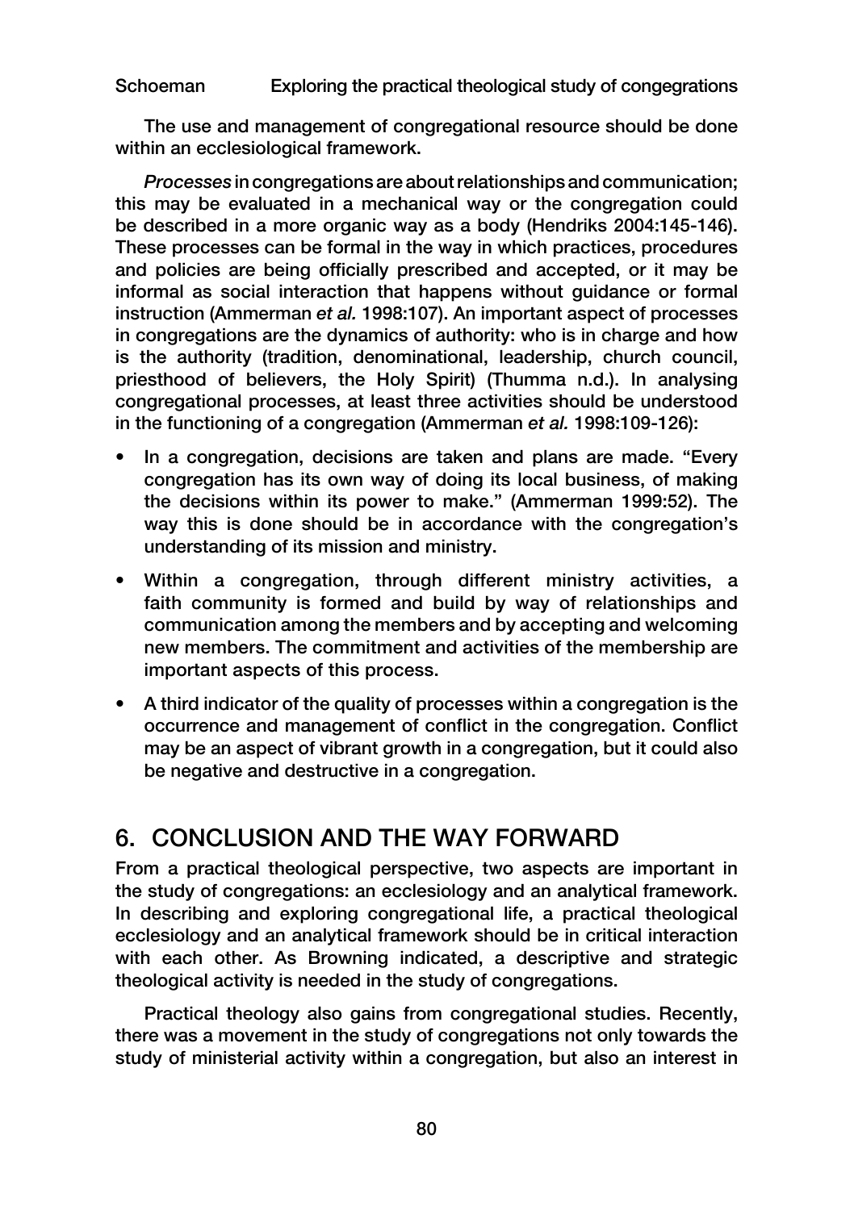The use and management of congregational resource should be done within an ecclesiological framework.

*Processes* in congregations are about relationships and communication; this may be evaluated in a mechanical way or the congregation could be described in a more organic way as a body (Hendriks 2004:145-146). These processes can be formal in the way in which practices, procedures and policies are being officially prescribed and accepted, or it may be informal as social interaction that happens without guidance or formal instruction (Ammerman *et al.* 1998:107). An important aspect of processes in congregations are the dynamics of authority: who is in charge and how is the authority (tradition, denominational, leadership, church council, priesthood of believers, the Holy Spirit) (Thumma n.d.). In analysing congregational processes, at least three activities should be understood in the functioning of a congregation (Ammerman *et al.* 1998:109-126):

- In a congregation, decisions are taken and plans are made. "Every congregation has its own way of doing its local business, of making the decisions within its power to make." (Ammerman 1999:52). The way this is done should be in accordance with the congregation's understanding of its mission and ministry.
- Within a congregation, through different ministry activities, a faith community is formed and build by way of relationships and communication among the members and by accepting and welcoming new members. The commitment and activities of the membership are important aspects of this process.
- A third indicator of the quality of processes within a congregation is the occurrence and management of conflict in the congregation. Conflict may be an aspect of vibrant growth in a congregation, but it could also be negative and destructive in a congregation.

## 6. CONCLUSION AND THE WAY FORWARD

From a practical theological perspective, two aspects are important in the study of congregations: an ecclesiology and an analytical framework. In describing and exploring congregational life, a practical theological ecclesiology and an analytical framework should be in critical interaction with each other. As Browning indicated, a descriptive and strategic theological activity is needed in the study of congregations.

Practical theology also gains from congregational studies. Recently, there was a movement in the study of congregations not only towards the study of ministerial activity within a congregation, but also an interest in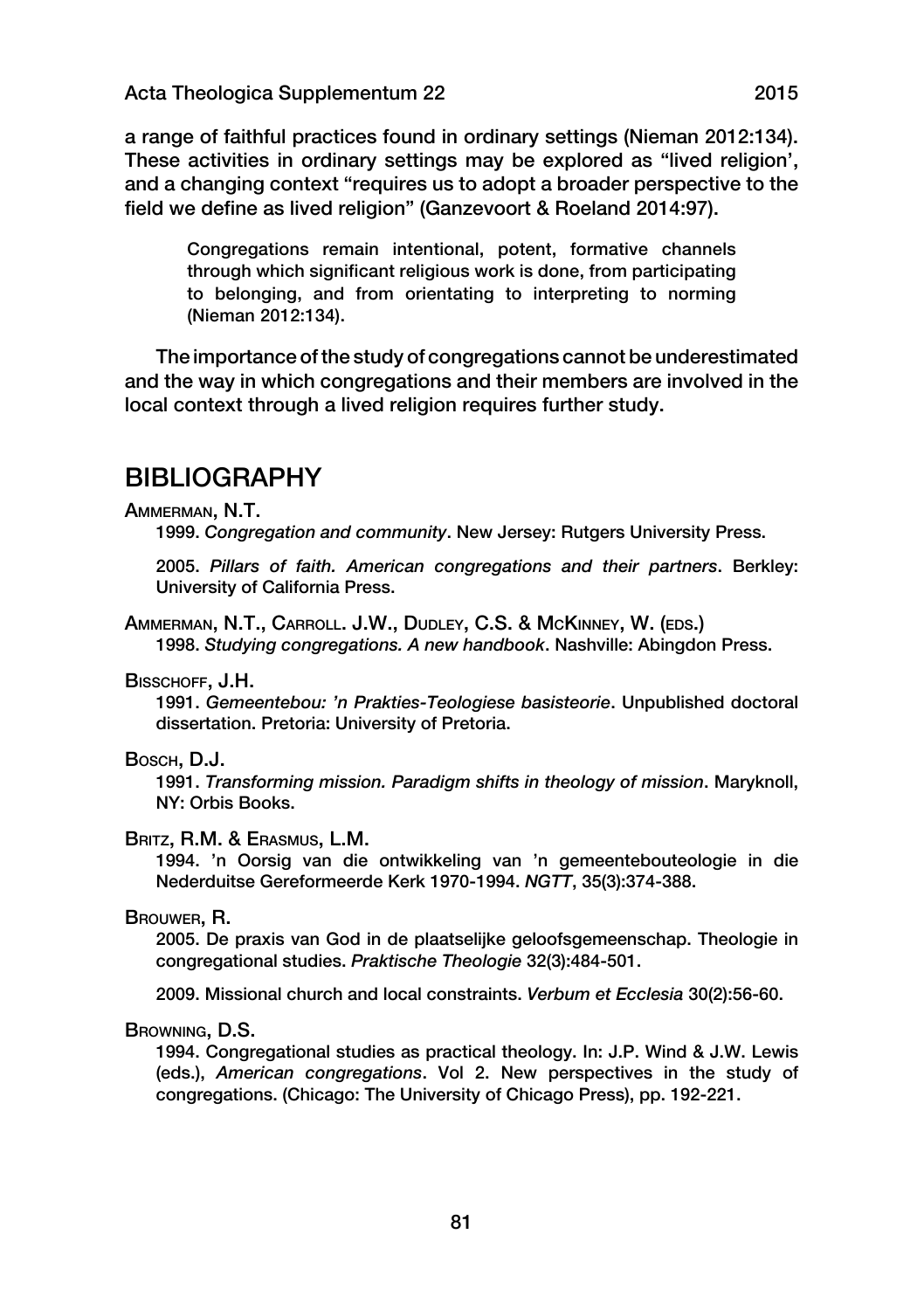a range of faithful practices found in ordinary settings (Nieman 2012:134). These activities in ordinary settings may be explored as "lived religion', and a changing context "requires us to adopt a broader perspective to the field we define as lived religion" (Ganzevoort & Roeland 2014:97).

> Congregations remain intentional, potent, formative channels through which significant religious work is done, from participating to belonging, and from orientating to interpreting to norming (Nieman 2012:134).

The importance of the study of congregations cannot be underestimated and the way in which congregations and their members are involved in the local context through a lived religion requires further study.

## BIBLIOGRAPHY

Ammerman, N.T.

1999. *Congregation and community*. New Jersey: Rutgers University Press.

2005. *Pillars of faith. American congregations and their partners*. Berkley: University of California Press.

Ammerman, N.T., Carroll. J.W., Dudley, C.S. & McKinney, W. (eds.)
1998. *Studying congregations. A new handbook*. Nashville: Abingdon Press.

Bisschoff, J.H.

1991. *Gemeentebou: 'n Prakties-Teologiese basisteorie*. Unpublished doctoral dissertation. Pretoria: University of Pretoria.

Bosch, D.J.

1991. *Transforming mission. Paradigm shifts in theology of mission*. Maryknoll, NY: Orbis Books.

Britz, R.M. & Erasmus, L.M.

1994. 'n Oorsig van die ontwikkeling van 'n gemeentebouteologie in die Nederduitse Gereformeerde Kerk 1970-1994. *NGTT*, 35(3):374-388.

Brouwer, R.

2005. De praxis van God in de plaatselijke geloofsgemeenschap. Theologie in congregational studies. *Praktische Theologie* 32(3):484-501.

2009. Missional church and local constraints. *Verbum et Ecclesia* 30(2):56-60.

Browning, D.S.

1994. Congregational studies as practical theology. In: J.P. Wind & J.W. Lewis (eds.), *American congregations*. Vol 2. New perspectives in the study of congregations. (Chicago: The University of Chicago Press), pp. 192-221.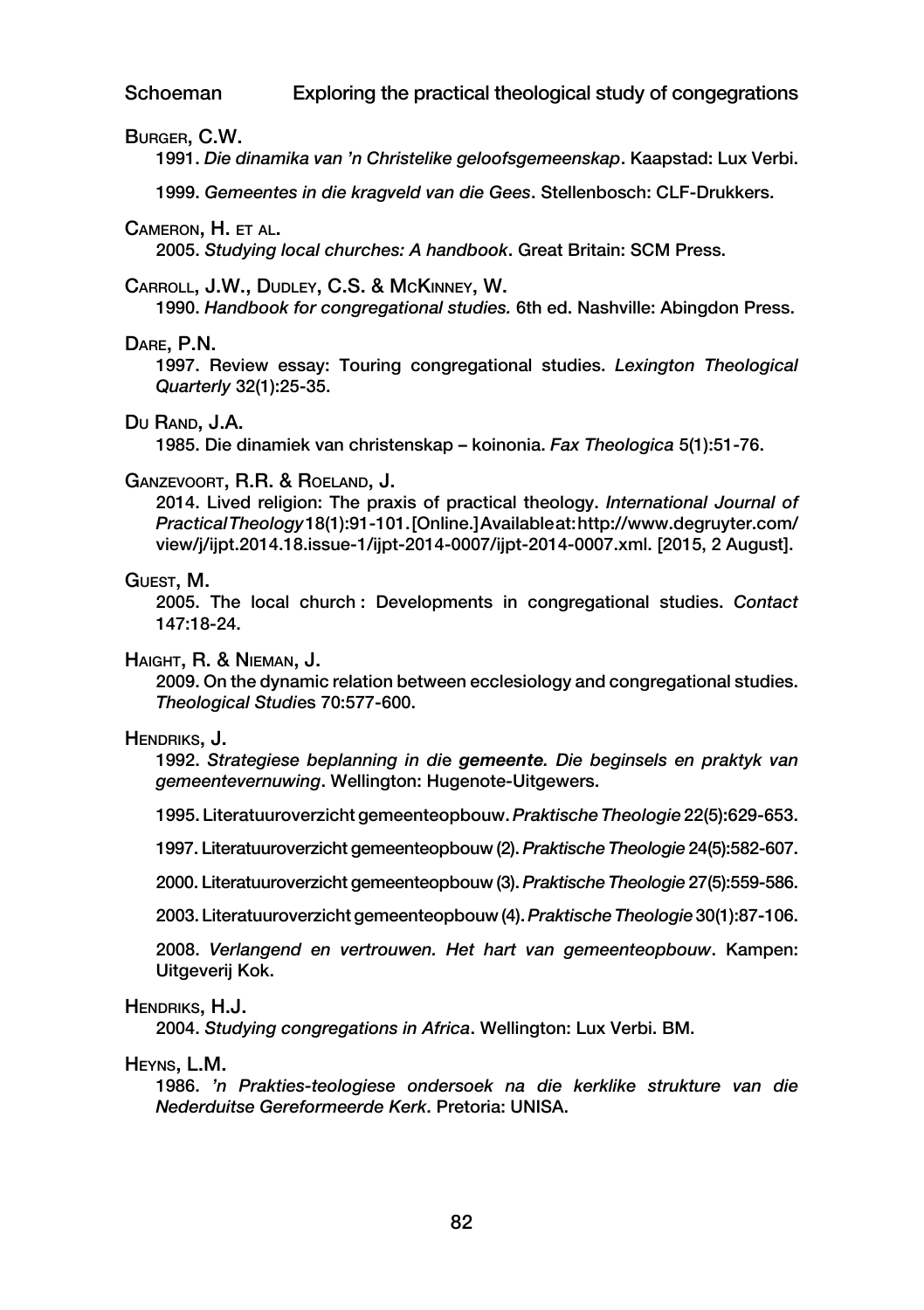Burger, C.W.

1991. *Die dinamika van 'n Christelike geloofsgemeenskap*. Kaapstad: Lux Verbi.

1999. *Gemeentes in die kragveld van die Gees*. Stellenbosch: CLF-Drukkers.

Cameron, H. et al.

2005. *Studying local churches: A handbook*. Great Britain: SCM Press.

Carroll, J.W., Dudley, C.S. & McKinney, W.

1990. *Handbook for congregational studies.* 6th ed. Nashville: Abingdon Press.

Dare, P.N.

1997. Review essay: Touring congregational studies. *Lexington Theological Quarterly* 32(1):25-35.

Du Rand, J.A.

1985. Die dinamiek van christenskap – koinonia. *Fax Theologica* 5(1):51-76.

Ganzevoort, R.R. & Roeland, J.

2014. Lived religion: The praxis of practical theology. *International Journal of Practical Theology* 18(1):91-101. [Online.] Available at: http://www.degruyter.com/view/j/ijpt.2014.18.issue-1/ijpt-2014-0007/ijpt-2014-0007.xml. [2015, 2 August].

Guest, M.

2005. The local church : Developments in congregational studies. *Contact* 147:18-24.

Haight, R. & Nieman, J.

2009. On the dynamic relation between ecclesiology and congregational studies. *Theological Studies* 70:577-600.

Hendriks, J.

1992. *Strategiese beplanning in die **gemeente.** Die beginsels en praktyk van gemeentevernuwing*. Wellington: Hugenote-Uitgewers.

1995. Literatuuroverzicht gemeenteopbouw. *Praktische Theologie* 22(5):629-653.

1997. Literatuuroverzicht gemeenteopbouw (2). *Praktische Theologie* 24(5):582-607.

2000. Literatuuroverzicht gemeenteopbouw (3). *Praktische Theologie* 27(5):559-586.

2003. Literatuuroverzicht gemeenteopbouw (4). *Praktische Theologie* 30(1):87-106.

2008. *Verlangend en vertrouwen. Het hart van gemeenteopbouw*. Kampen: Uitgeverij Kok.

Hendriks, H.J.

2004. *Studying congregations in Africa*. Wellington: Lux Verbi. BM.

Heyns, L.M.

1986. *'n Prakties-teologiese ondersoek na die kerklike strukture van die Nederduitse Gereformeerde Kerk*. Pretoria: UNISA.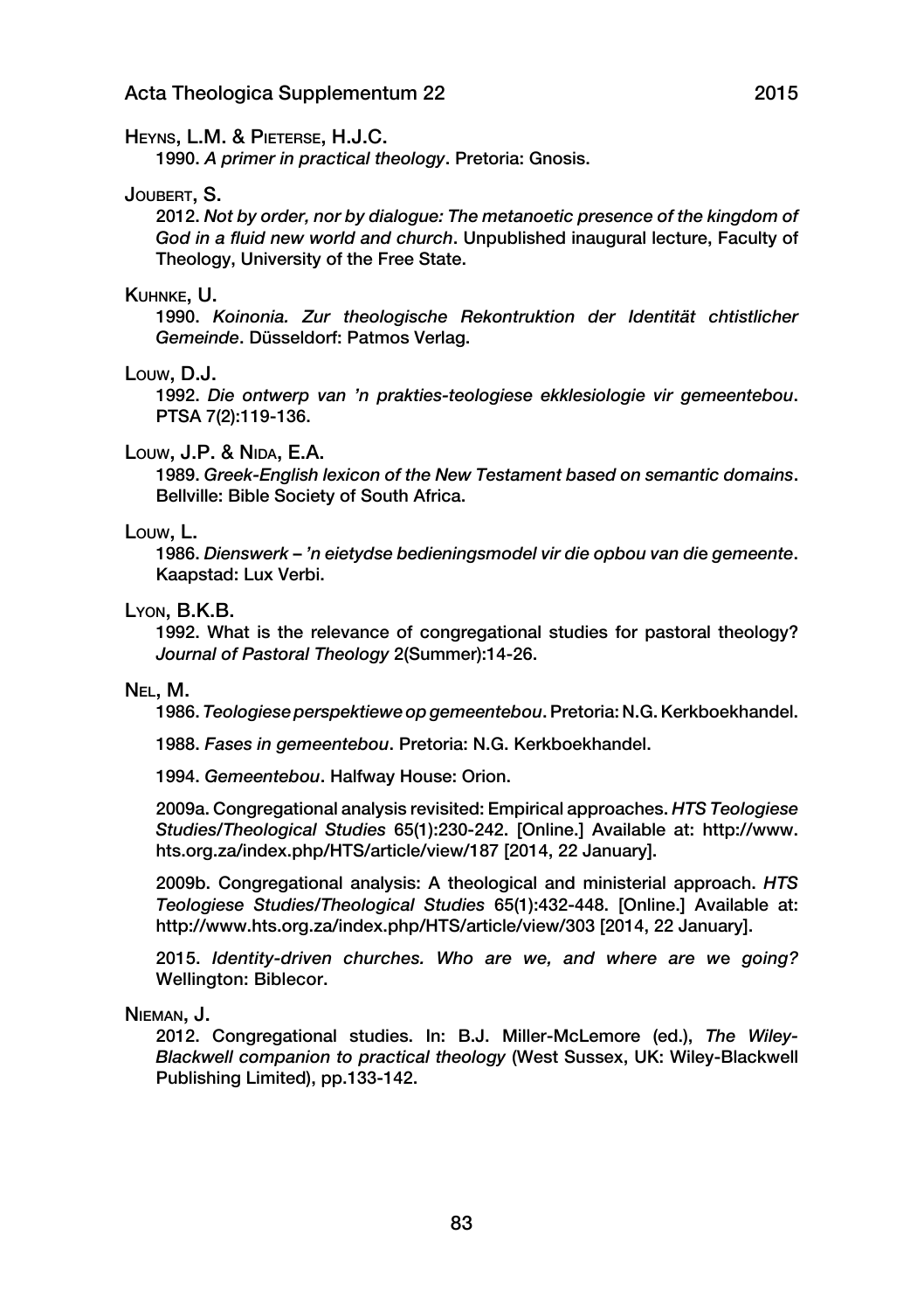HEYNS, L.M. & PIETERSE, H.J.C.

1990. *A primer in practical theology*. Pretoria: Gnosis.

JOUBERT, S.

2012. *Not by order, nor by dialogue: The metanoetic presence of the kingdom of God in a fluid new world and church*. Unpublished inaugural lecture, Faculty of Theology, University of the Free State.

KUHNKE, U.

1990. *Koinonia. Zur theologische Rekontruktion der Identität chtistlicher Gemeinde*. Düsseldorf: Patmos Verlag.

LOUW, D.J.

1992. *Die ontwerp van 'n prakties-teologiese ekklesiologie vir gemeentebou*. PTSA 7(2):119-136.

LOUW, J.P. & NIDA, E.A.

1989. *Greek-English lexicon of the New Testament based on semantic domains*. Bellville: Bible Society of South Africa.

LOUW, L.

1986. *Dienswerk – 'n eietydse bedieningsmodel vir die opbou van die gemeente*. Kaapstad: Lux Verbi.

LYON, B.K.B.

1992. What is the relevance of congregational studies for pastoral theology? *Journal of Pastoral Theology* 2(Summer):14-26.

NEL, M.

1986. *Teologiese perspektiewe op gemeentebou*. Pretoria: N.G. Kerkboekhandel.

1988. *Fases in gemeentebou*. Pretoria: N.G. Kerkboekhandel.

1994. *Gemeentebou*. Halfway House: Orion.

2009a. Congregational analysis revisited: Empirical approaches. *HTS Teologiese Studies/Theological Studies* 65(1):230-242. [Online.] Available at: http://www.hts.org.za/index.php/HTS/article/view/187 [2014, 22 January].

2009b. Congregational analysis: A theological and ministerial approach. *HTS Teologiese Studies/Theological Studies* 65(1):432-448. [Online.] Available at: http://www.hts.org.za/index.php/HTS/article/view/303 [2014, 22 January].

2015. *Identity-driven churches. Who are we, and where are we going?* Wellington: Biblecor.

NIEMAN, J.

2012. Congregational studies. In: B.J. Miller-McLemore (ed.), *The Wiley-Blackwell companion to practical theology* (West Sussex, UK: Wiley-Blackwell Publishing Limited), pp.133-142.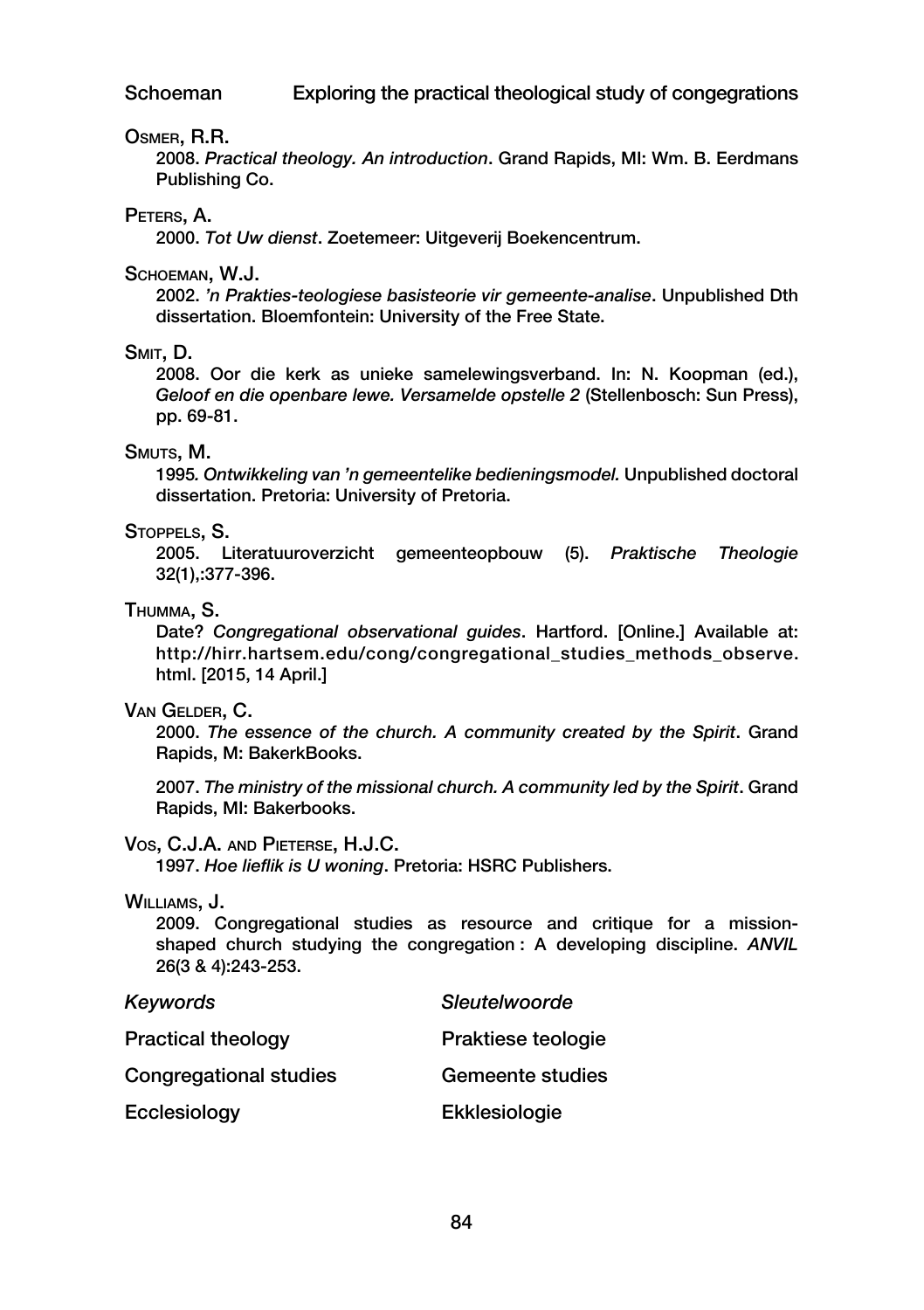Osmer, R.R.

2008. *Practical theology. An introduction*. Grand Rapids, MI: Wm. B. Eerdmans Publishing Co.

Peters, A.

2000. *Tot Uw dienst*. Zoetemeer: Uitgeverij Boekencentrum.

Schoeman, W.J.

2002. *'n Prakties-teologiese basisteorie vir gemeente-analise*. Unpublished Dth dissertation. Bloemfontein: University of the Free State.

Smit, D.

2008. Oor die kerk as unieke samelewingsverband. In: N. Koopman (ed.), *Geloof en die openbare lewe. Versamelde opstelle 2* (Stellenbosch: Sun Press), pp. 69-81.

Smuts, M.

1995*. Ontwikkeling van 'n gemeentelike bedieningsmodel.* Unpublished doctoral dissertation. Pretoria: University of Pretoria.

Stoppels, S.

2005. Literatuuroverzicht gemeenteopbouw (5). *Praktische Theologie* 32(1),:377-396.

Thumma, S.

Date? *Congregational observational guides*. Hartford. [Online.] Available at: http://hirr.hartsem.edu/cong/congregational_studies_methods_observe.html. [2015, 14 April.]

Van Gelder, C.

2000. *The essence of the church. A community created by the Spirit*. Grand Rapids, M: BakerkBooks.

2007. *The ministry of the missional church. A community led by the Spirit*. Grand Rapids, MI: Bakerbooks.

Vos, C.J.A. and Pieterse, H.J.C.

1997. *Hoe lieflik is U woning*. Pretoria: HSRC Publishers.

Williams, J.

2009. Congregational studies as resource and critique for a mission-shaped church studying the congregation : A developing discipline. *ANVIL* 26(3 & 4):243-253.

| *Keywords* | *Sleutelwoorde* |
| --- | --- |
| Practical theology | Praktiese teologie |
| Congregational studies | Gemeente studies |
| Ecclesiology | Ekklesiologie |